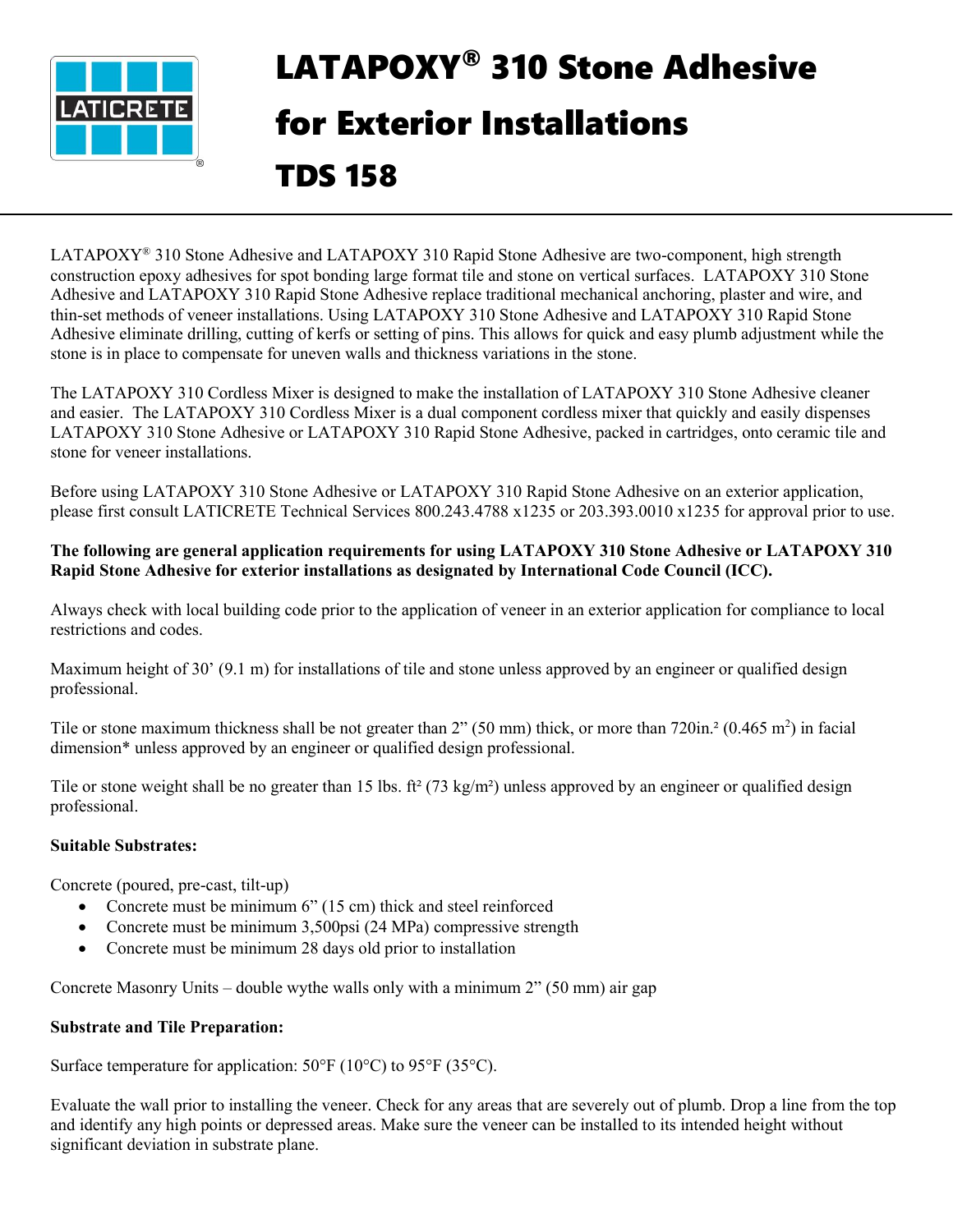# LATAPOXY® 310 Stone Adhesive for Exterior Installations

# TDS 158

LATAPOXY® 310 Stone Adhesive and LATAPOXY 310 Rapid Stone Adhesive are two-component, high strength construction epoxy adhesives for spot bonding large format tile and stone on vertical surfaces. LATAPOXY 310 Stone Adhesive and LATAPOXY 310 Rapid Stone Adhesive replace traditional mechanical anchoring, plaster and wire, and thin-set methods of veneer installations. Using LATAPOXY 310 Stone Adhesive and LATAPOXY 310 Rapid Stone Adhesive eliminate drilling, cutting of kerfs or setting of pins. This allows for quick and easy plumb adjustment while the stone is in place to compensate for uneven walls and thickness variations in the stone.

The LATAPOXY 310 Cordless Mixer is designed to make the installation of LATAPOXY 310 Stone Adhesive cleaner and easier. The LATAPOXY 310 Cordless Mixer is a dual component cordless mixer that quickly and easily dispenses LATAPOXY 310 Stone Adhesive or LATAPOXY 310 Rapid Stone Adhesive, packed in cartridges, onto ceramic tile and stone for veneer installations.

Before using LATAPOXY 310 Stone Adhesive or LATAPOXY 310 Rapid Stone Adhesive on an exterior application, please first consult LATICRETE Technical Services 800.243.4788 x1235 or 203.393.0010 x1235 for approval prior to use.

**The following are general application requirements for using LATAPOXY 310 Stone Adhesive or LATAPOXY 310 Rapid Stone Adhesive for exterior installations as designated by International Code Council (ICC).**

Always check with local building code prior to the application of veneer in an exterior application for compliance to local restrictions and codes.

Maximum height of 30' (9.1 m) for installations of tile and stone unless approved by an engineer or qualified design professional.

Tile or stone maximum thickness shall be not greater than 2" (50 mm) thick, or more than 720in.$^2$ (0.465 m$^2$) in facial dimension* unless approved by an engineer or qualified design professional.

Tile or stone weight shall be no greater than 15 lbs. ft$^2$ (73 kg/m$^2$) unless approved by an engineer or qualified design professional.

**Suitable Substrates:**

Concrete (poured, pre-cast, tilt-up)

- Concrete must be minimum 6" (15 cm) thick and steel reinforced
- Concrete must be minimum 3,500psi (24 MPa) compressive strength
- Concrete must be minimum 28 days old prior to installation

Concrete Masonry Units – double wythe walls only with a minimum 2" (50 mm) air gap

**Substrate and Tile Preparation:**

Surface temperature for application: 50°F (10°C) to 95°F (35°C).

Evaluate the wall prior to installing the veneer. Check for any areas that are severely out of plumb. Drop a line from the top and identify any high points or depressed areas. Make sure the veneer can be installed to its intended height without significant deviation in substrate plane.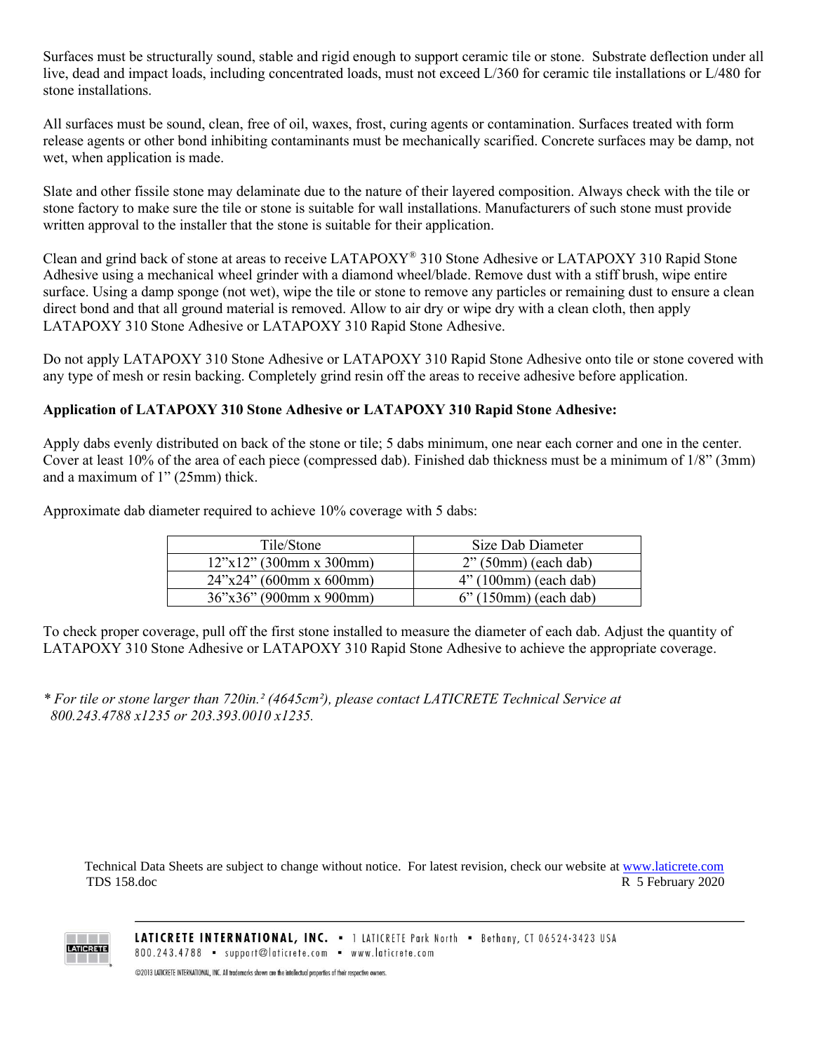Surfaces must be structurally sound, stable and rigid enough to support ceramic tile or stone. Substrate deflection under all live, dead and impact loads, including concentrated loads, must not exceed L/360 for ceramic tile installations or L/480 for stone installations.

All surfaces must be sound, clean, free of oil, waxes, frost, curing agents or contamination. Surfaces treated with form release agents or other bond inhibiting contaminants must be mechanically scarified. Concrete surfaces may be damp, not wet, when application is made.

Slate and other fissile stone may delaminate due to the nature of their layered composition. Always check with the tile or stone factory to make sure the tile or stone is suitable for wall installations. Manufacturers of such stone must provide written approval to the installer that the stone is suitable for their application.

Clean and grind back of stone at areas to receive LATAPOXY® 310 Stone Adhesive or LATAPOXY 310 Rapid Stone Adhesive using a mechanical wheel grinder with a diamond wheel/blade. Remove dust with a stiff brush, wipe entire surface. Using a damp sponge (not wet), wipe the tile or stone to remove any particles or remaining dust to ensure a clean direct bond and that all ground material is removed. Allow to air dry or wipe dry with a clean cloth, then apply LATAPOXY 310 Stone Adhesive or LATAPOXY 310 Rapid Stone Adhesive.

Do not apply LATAPOXY 310 Stone Adhesive or LATAPOXY 310 Rapid Stone Adhesive onto tile or stone covered with any type of mesh or resin backing. Completely grind resin off the areas to receive adhesive before application.

**Application of LATAPOXY 310 Stone Adhesive or LATAPOXY 310 Rapid Stone Adhesive:**

Apply dabs evenly distributed on back of the stone or tile; 5 dabs minimum, one near each corner and one in the center. Cover at least 10% of the area of each piece (compressed dab). Finished dab thickness must be a minimum of 1/8" (3mm) and a maximum of 1" (25mm) thick.

Approximate dab diameter required to achieve 10% coverage with 5 dabs:

| Tile/Stone | Size Dab Diameter |
|---|---|
| 12"x12" (300mm x 300mm) | 2" (50mm) (each dab) |
| 24"x24" (600mm x 600mm) | 4" (100mm) (each dab) |
| 36"x36" (900mm x 900mm) | 6" (150mm) (each dab) |

To check proper coverage, pull off the first stone installed to measure the diameter of each dab. Adjust the quantity of LATAPOXY 310 Stone Adhesive or LATAPOXY 310 Rapid Stone Adhesive to achieve the appropriate coverage.

*\* For tile or stone larger than 720in.² (4645cm²), please contact LATICRETE Technical Service at 800.243.4788 x1235 or 203.393.0010 x1235.*

Technical Data Sheets are subject to change without notice. For latest revision, check our website at www.laticrete.com
TDS 158.doc R 5 February 2020

**LATICRETE INTERNATIONAL, INC.** ▪ 1 LATICRETE Park North ▪ Bethany, CT 06524-3423 USA
800.243.4788 ▪ support@laticrete.com ▪ www.laticrete.com

©2013 LATICRETE INTERNATIONAL, INC. All trademarks shown are the intellectual properties of their respective owners.